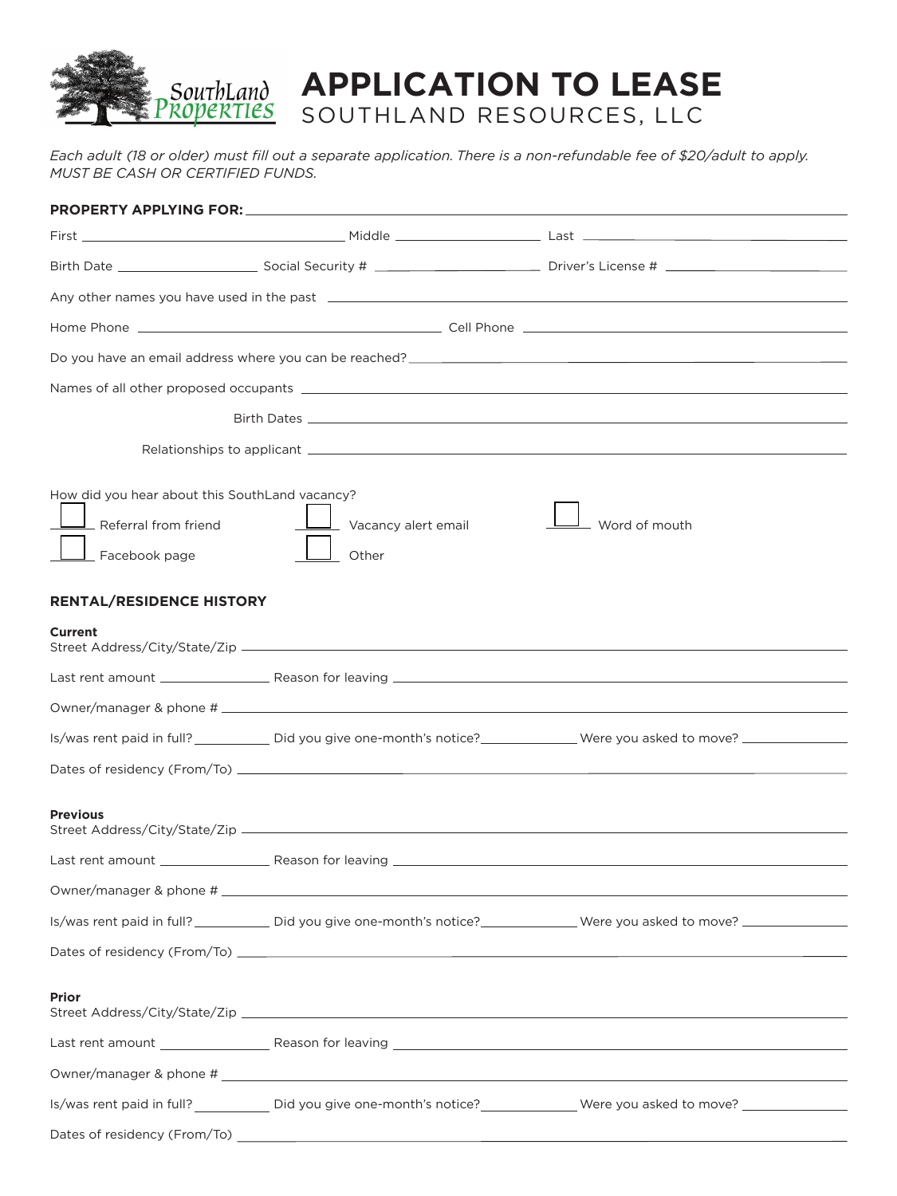# APPLICATION TO LEASE

SOUTHLAND RESOURCES, LLC

*Each adult (18 or older) must fill out a separate application. There is a non-refundable fee of $20/adult to apply. MUST BE CASH OR CERTIFIED FUNDS.*

**PROPERTY APPLYING FOR:** ______________________________

First ______________ Middle ______________ Last ______________

Birth Date ______________ Social Security # ______________ Driver's License # ______________

Any other names you have used in the past ______________________________

Home Phone ______________ Cell Phone ______________

Do you have an email address where you can be reached? ______________________________

Names of all other proposed occupants ______________________________

Birth Dates ______________________________

Relationships to applicant ______________________________

How did you hear about this SouthLand vacancy?

- ☐ Referral from friend
- ☐ Vacancy alert email
- ☐ Word of mouth
- ☐ Facebook page
- ☐ Other

## RENTAL/RESIDENCE HISTORY

**Current**

Street Address/City/State/Zip ______________________________

Last rent amount ______________ Reason for leaving ______________

Owner/manager & phone # ______________________________

Is/was rent paid in full? ________ Did you give one-month's notice? ________ Were you asked to move? ________

Dates of residency (From/To) ______________________________

**Previous**

Street Address/City/State/Zip ______________________________

Last rent amount ______________ Reason for leaving ______________

Owner/manager & phone # ______________________________

Is/was rent paid in full? ________ Did you give one-month's notice? ________ Were you asked to move? ________

Dates of residency (From/To) ______________________________

**Prior**

Street Address/City/State/Zip ______________________________

Last rent amount ______________ Reason for leaving ______________

Owner/manager & phone # ______________________________

Is/was rent paid in full? ________ Did you give one-month's notice? ________ Were you asked to move? ________

Dates of residency (From/To) ______________________________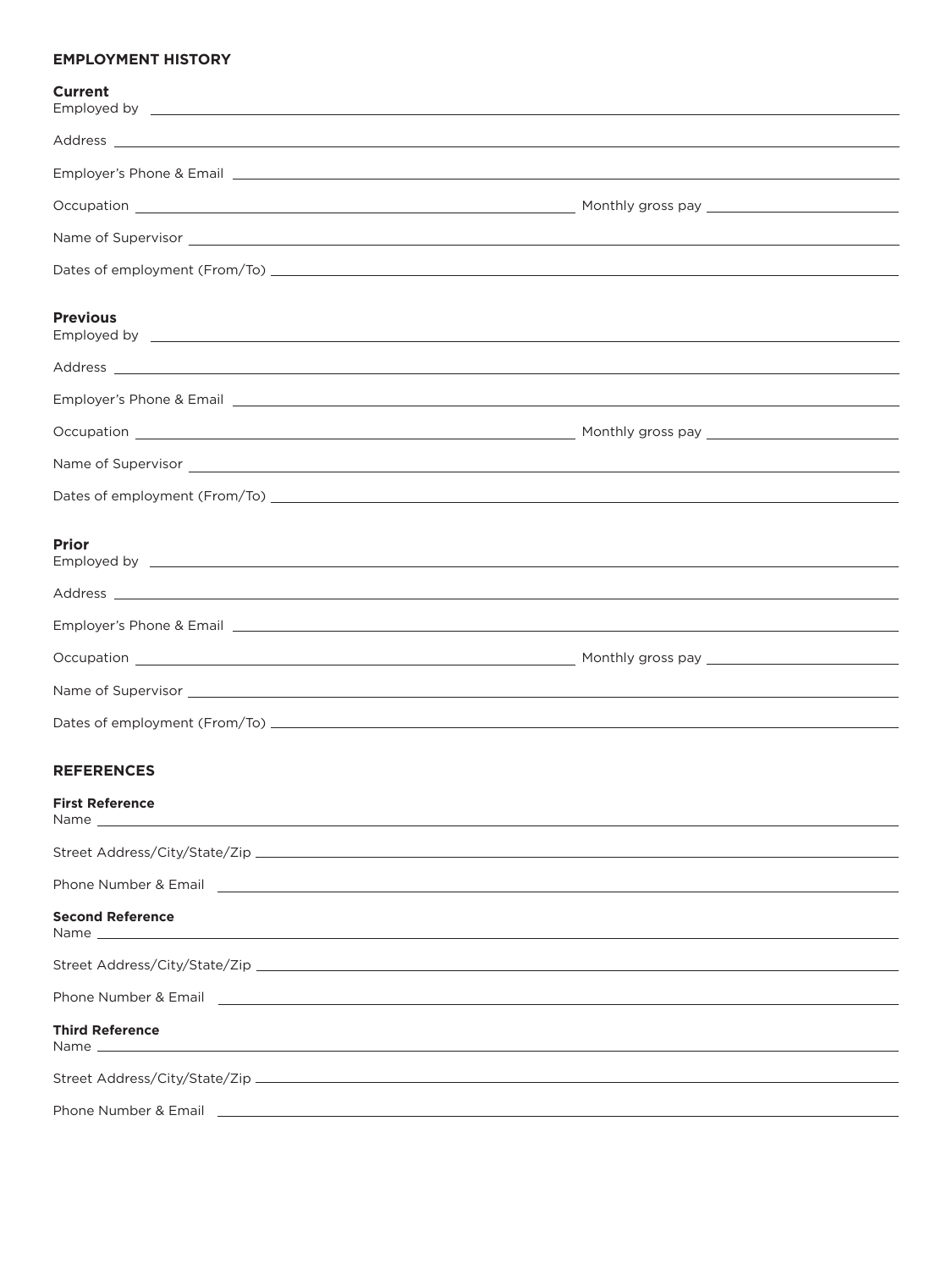## EMPLOYMENT HISTORY

**Current**

Employed by \_\_\_\_\_\_\_\_\_\_\_\_\_\_\_\_\_\_\_\_\_\_\_\_\_\_\_\_\_\_\_\_\_\_\_\_\_\_\_\_

Address \_\_\_\_\_\_\_\_\_\_\_\_\_\_\_\_\_\_\_\_\_\_\_\_\_\_\_\_\_\_\_\_\_\_\_\_\_\_\_\_

Employer's Phone & Email \_\_\_\_\_\_\_\_\_\_\_\_\_\_\_\_\_\_\_\_\_\_\_\_\_\_\_\_\_\_\_\_\_\_\_\_\_\_\_\_

Occupation \_\_\_\_\_\_\_\_\_\_\_\_\_\_\_\_\_\_\_\_\_\_\_\_ Monthly gross pay \_\_\_\_\_\_\_\_\_\_\_\_\_\_\_\_

Name of Supervisor \_\_\_\_\_\_\_\_\_\_\_\_\_\_\_\_\_\_\_\_\_\_\_\_\_\_\_\_\_\_\_\_\_\_\_\_\_\_\_\_

Dates of employment (From/To) \_\_\_\_\_\_\_\_\_\_\_\_\_\_\_\_\_\_\_\_\_\_\_\_\_\_\_\_\_\_\_\_\_\_\_\_\_\_\_\_

**Previous**

Employed by \_\_\_\_\_\_\_\_\_\_\_\_\_\_\_\_\_\_\_\_\_\_\_\_\_\_\_\_\_\_\_\_\_\_\_\_\_\_\_\_

Address \_\_\_\_\_\_\_\_\_\_\_\_\_\_\_\_\_\_\_\_\_\_\_\_\_\_\_\_\_\_\_\_\_\_\_\_\_\_\_\_

Employer's Phone & Email \_\_\_\_\_\_\_\_\_\_\_\_\_\_\_\_\_\_\_\_\_\_\_\_\_\_\_\_\_\_\_\_\_\_\_\_\_\_\_\_

Occupation \_\_\_\_\_\_\_\_\_\_\_\_\_\_\_\_\_\_\_\_\_\_\_\_ Monthly gross pay \_\_\_\_\_\_\_\_\_\_\_\_\_\_\_\_

Name of Supervisor \_\_\_\_\_\_\_\_\_\_\_\_\_\_\_\_\_\_\_\_\_\_\_\_\_\_\_\_\_\_\_\_\_\_\_\_\_\_\_\_

Dates of employment (From/To) \_\_\_\_\_\_\_\_\_\_\_\_\_\_\_\_\_\_\_\_\_\_\_\_\_\_\_\_\_\_\_\_\_\_\_\_\_\_\_\_

**Prior**

Employed by \_\_\_\_\_\_\_\_\_\_\_\_\_\_\_\_\_\_\_\_\_\_\_\_\_\_\_\_\_\_\_\_\_\_\_\_\_\_\_\_

Address \_\_\_\_\_\_\_\_\_\_\_\_\_\_\_\_\_\_\_\_\_\_\_\_\_\_\_\_\_\_\_\_\_\_\_\_\_\_\_\_

Employer's Phone & Email \_\_\_\_\_\_\_\_\_\_\_\_\_\_\_\_\_\_\_\_\_\_\_\_\_\_\_\_\_\_\_\_\_\_\_\_\_\_\_\_

Occupation \_\_\_\_\_\_\_\_\_\_\_\_\_\_\_\_\_\_\_\_\_\_\_\_ Monthly gross pay \_\_\_\_\_\_\_\_\_\_\_\_\_\_\_\_

Name of Supervisor \_\_\_\_\_\_\_\_\_\_\_\_\_\_\_\_\_\_\_\_\_\_\_\_\_\_\_\_\_\_\_\_\_\_\_\_\_\_\_\_

Dates of employment (From/To) \_\_\_\_\_\_\_\_\_\_\_\_\_\_\_\_\_\_\_\_\_\_\_\_\_\_\_\_\_\_\_\_\_\_\_\_\_\_\_\_

## REFERENCES

**First Reference**

Name \_\_\_\_\_\_\_\_\_\_\_\_\_\_\_\_\_\_\_\_\_\_\_\_\_\_\_\_\_\_\_\_\_\_\_\_\_\_\_\_

Street Address/City/State/Zip \_\_\_\_\_\_\_\_\_\_\_\_\_\_\_\_\_\_\_\_\_\_\_\_\_\_\_\_\_\_\_\_\_\_\_\_\_\_\_\_

Phone Number & Email \_\_\_\_\_\_\_\_\_\_\_\_\_\_\_\_\_\_\_\_\_\_\_\_\_\_\_\_\_\_\_\_\_\_\_\_\_\_\_\_

**Second Reference**

Name \_\_\_\_\_\_\_\_\_\_\_\_\_\_\_\_\_\_\_\_\_\_\_\_\_\_\_\_\_\_\_\_\_\_\_\_\_\_\_\_

Street Address/City/State/Zip \_\_\_\_\_\_\_\_\_\_\_\_\_\_\_\_\_\_\_\_\_\_\_\_\_\_\_\_\_\_\_\_\_\_\_\_\_\_\_\_

Phone Number & Email \_\_\_\_\_\_\_\_\_\_\_\_\_\_\_\_\_\_\_\_\_\_\_\_\_\_\_\_\_\_\_\_\_\_\_\_\_\_\_\_

**Third Reference**

Name \_\_\_\_\_\_\_\_\_\_\_\_\_\_\_\_\_\_\_\_\_\_\_\_\_\_\_\_\_\_\_\_\_\_\_\_\_\_\_\_

Street Address/City/State/Zip \_\_\_\_\_\_\_\_\_\_\_\_\_\_\_\_\_\_\_\_\_\_\_\_\_\_\_\_\_\_\_\_\_\_\_\_\_\_\_\_

Phone Number & Email \_\_\_\_\_\_\_\_\_\_\_\_\_\_\_\_\_\_\_\_\_\_\_\_\_\_\_\_\_\_\_\_\_\_\_\_\_\_\_\_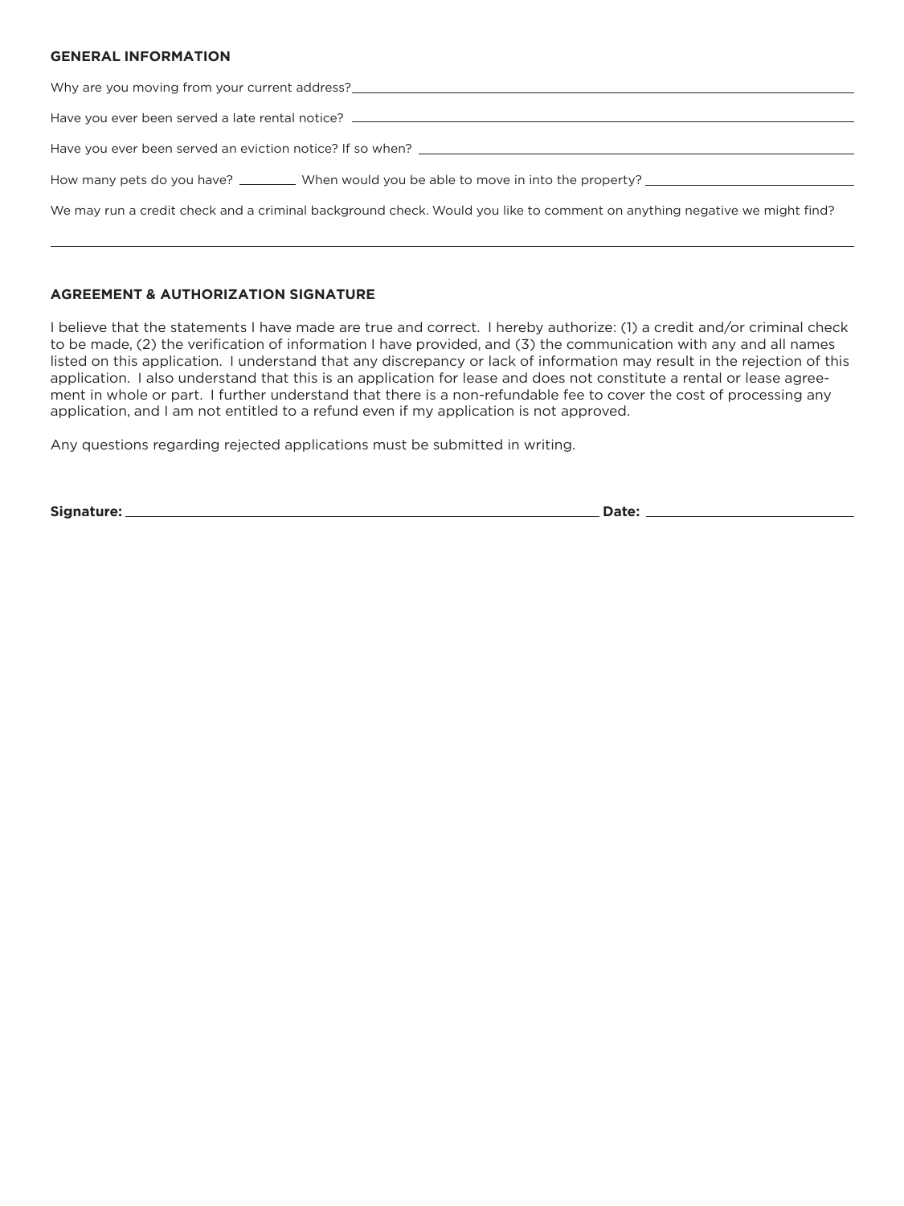**GENERAL INFORMATION**

Why are you moving from your current address? ______________________________

Have you ever been served a late rental notice? ______________________________

Have you ever been served an eviction notice? If so when? ______________________________

How many pets do you have? ________ When would you be able to move in into the property? ______________________________

We may run a credit check and a criminal background check. Would you like to comment on anything negative we might find?

______________________________

**AGREEMENT & AUTHORIZATION SIGNATURE**

I believe that the statements I have made are true and correct. I hereby authorize: (1) a credit and/or criminal check to be made, (2) the verification of information I have provided, and (3) the communication with any and all names listed on this application. I understand that any discrepancy or lack of information may result in the rejection of this application. I also understand that this is an application for lease and does not constitute a rental or lease agreement in whole or part. I further understand that there is a non-refundable fee to cover the cost of processing any application, and I am not entitled to a refund even if my application is not approved.

Any questions regarding rejected applications must be submitted in writing.

**Signature:** ______________________________ **Date:** ______________________________